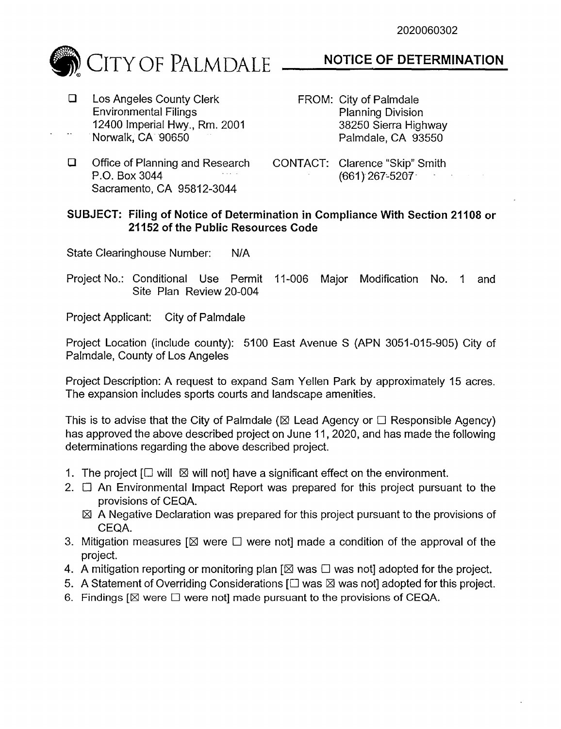2020060302

# CITY OF PALMDALE

## NOTICE OF DETERMINATION

☐ Los Angeles County Clerk
Environmental Filings
12400 Imperial Hwy., Rm. 2001
Norwalk, CA 90650

☐ Office of Planning and Research
P.O. Box 3044
Sacramento, CA 95812-3044

FROM: City of Palmdale
Planning Division
38250 Sierra Highway
Palmdale, CA 93550

CONTACT: Clarence "Skip" Smith
(661) 267-5207

**SUBJECT: Filing of Notice of Determination in Compliance With Section 21108 or 21152 of the Public Resources Code**

State Clearinghouse Number: N/A

Project No.: Conditional Use Permit 11-006 Major Modification No. 1 and Site Plan Review 20-004

Project Applicant: City of Palmdale

Project Location (include county): 5100 East Avenue S (APN 3051-015-905) City of Palmdale, County of Los Angeles

Project Description: A request to expand Sam Yellen Park by approximately 15 acres. The expansion includes sports courts and landscape amenities.

This is to advise that the City of Palmdale (☒ Lead Agency or ☐ Responsible Agency) has approved the above described project on June 11, 2020, and has made the following determinations regarding the above described project.

1. The project [☐ will ☒ will not] have a significant effect on the environment.
2. ☐ An Environmental Impact Report was prepared for this project pursuant to the provisions of CEQA.
   ☒ A Negative Declaration was prepared for this project pursuant to the provisions of CEQA.
3. Mitigation measures [☒ were ☐ were not] made a condition of the approval of the project.
4. A mitigation reporting or monitoring plan [☒ was ☐ was not] adopted for the project.
5. A Statement of Overriding Considerations [☐ was ☒ was not] adopted for this project.
6. Findings [☒ were ☐ were not] made pursuant to the provisions of CEQA.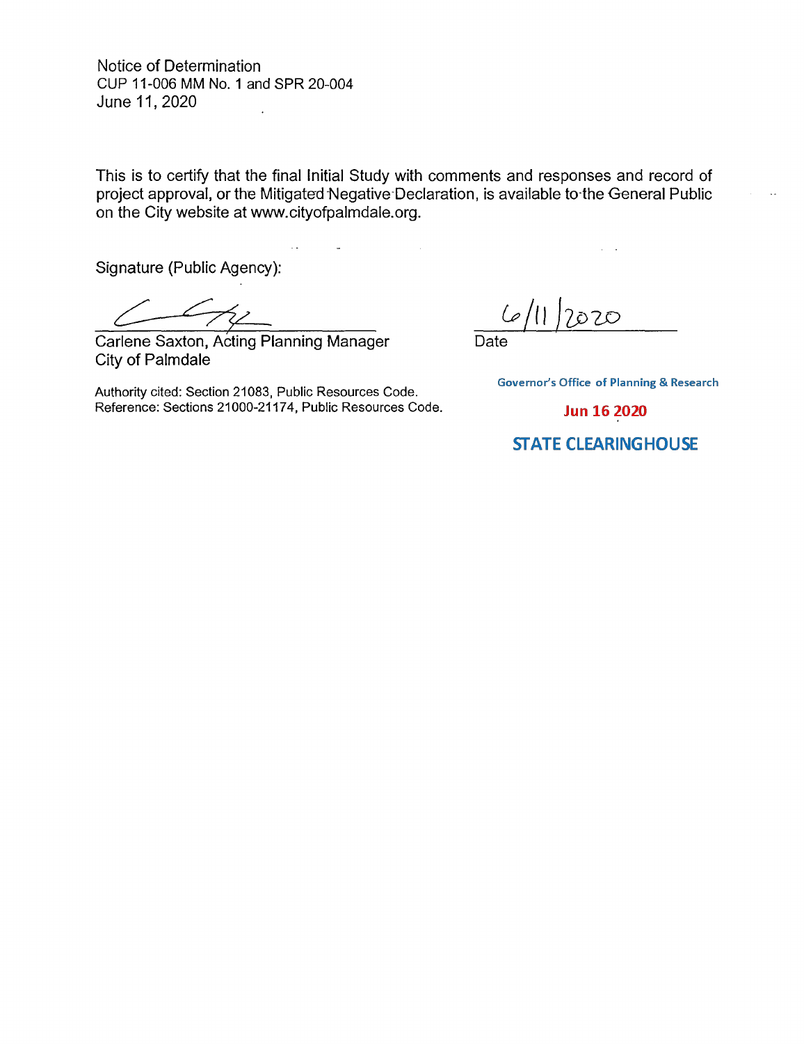Notice of Determination
CUP 11-006 MM No. 1 and SPR 20-004
June 11, 2020

This is to certify that the final Initial Study with comments and responses and record of project approval, or the Mitigated Negative Declaration, is available to the General Public on the City website at www.cityofpalmdale.org.

Signature (Public Agency):

Carlene Saxton, Acting Planning Manager
City of Palmdale

Date: 6/11/2020

Authority cited: Section 21083, Public Resources Code.
Reference: Sections 21000-21174, Public Resources Code.

Governor's Office of Planning & Research

Jun 16 2020

STATE CLEARINGHOUSE